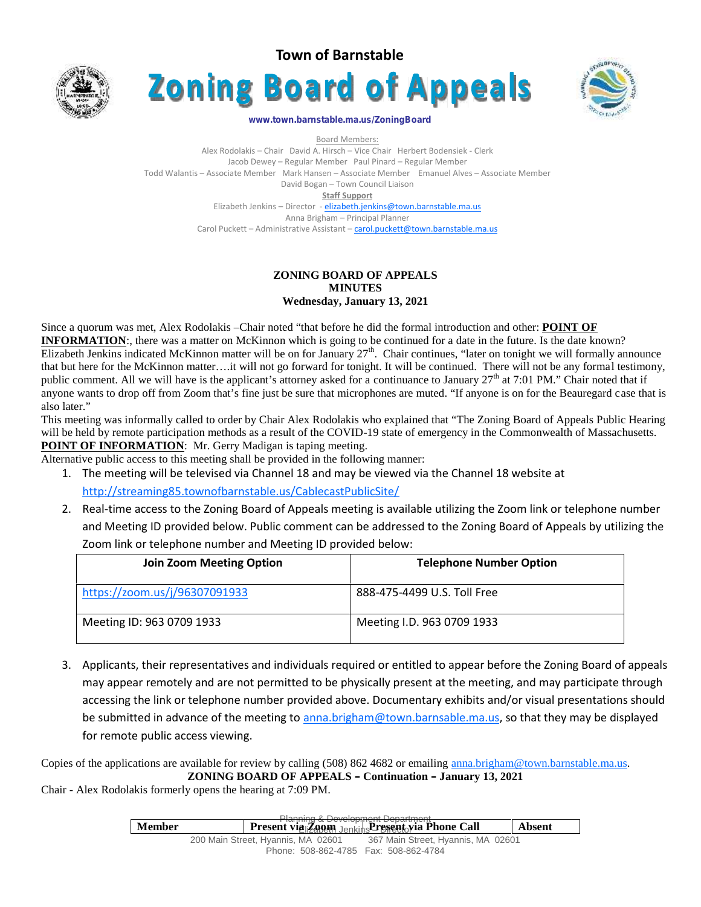# Town of Barnstable

# Zoning Board of Appeals

**www.town.barnstable.ma.us/ZoningBoard**

Board Members:

Alex Rodolakis – Chair David A. Hirsch – Vice Chair Herbert Bodensiek - Clerk
Jacob Dewey – Regular Member Paul Pinard – Regular Member
Todd Walantis – Associate Member Mark Hansen – Associate Member Emanuel Alves – Associate Member
David Bogan – Town Council Liaison

**Staff Support**

Elizabeth Jenkins – Director - elizabeth.jenkins@town.barnstable.ma.us
Anna Brigham – Principal Planner
Carol Puckett – Administrative Assistant – carol.puckett@town.barnstable.ma.us

## ZONING BOARD OF APPEALS
## MINUTES
### Wednesday, January 13, 2021

Since a quorum was met, Alex Rodolakis –Chair noted "that before he did the formal introduction and other: **POINT OF INFORMATION**:, there was a matter on McKinnon which is going to be continued for a date in the future. Is the date known? Elizabeth Jenkins indicated McKinnon matter will be on for January 27th. Chair continues, "later on tonight we will formally announce that but here for the McKinnon matter….it will not go forward for tonight. It will be continued. There will not be any formal testimony, public comment. All we will have is the applicant's attorney asked for a continuance to January 27th at 7:01 PM." Chair noted that if anyone wants to drop off from Zoom that's fine just be sure that microphones are muted. "If anyone is on for the Beauregard case that is also later."

This meeting was informally called to order by Chair Alex Rodolakis who explained that "The Zoning Board of Appeals Public Hearing will be held by remote participation methods as a result of the COVID-19 state of emergency in the Commonwealth of Massachusetts.

**POINT OF INFORMATION**: Mr. Gerry Madigan is taping meeting.

Alternative public access to this meeting shall be provided in the following manner:

1. The meeting will be televised via Channel 18 and may be viewed via the Channel 18 website at http://streaming85.townofbarnstable.us/CablecastPublicSite/
2. Real-time access to the Zoning Board of Appeals meeting is available utilizing the Zoom link or telephone number and Meeting ID provided below. Public comment can be addressed to the Zoning Board of Appeals by utilizing the Zoom link or telephone number and Meeting ID provided below:

| Join Zoom Meeting Option | Telephone Number Option |
|---|---|
| https://zoom.us/j/96307091933 | 888-475-4499 U.S. Toll Free |
| Meeting ID: 963 0709 1933 | Meeting I.D. 963 0709 1933 |

3. Applicants, their representatives and individuals required or entitled to appear before the Zoning Board of appeals may appear remotely and are not permitted to be physically present at the meeting, and may participate through accessing the link or telephone number provided above. Documentary exhibits and/or visual presentations should be submitted in advance of the meeting to anna.brigham@town.barnsable.ma.us, so that they may be displayed for remote public access viewing.

Copies of the applications are available for review by calling (508) 862 4682 or emailing anna.brigham@town.barnstable.ma.us.

**ZONING BOARD OF APPEALS – Continuation – January 13, 2021**

Chair - Alex Rodolakis formerly opens the hearing at 7:09 PM.

| Member | Present via Zoom | Present via Phone Call | Absent |
|---|---|---|---|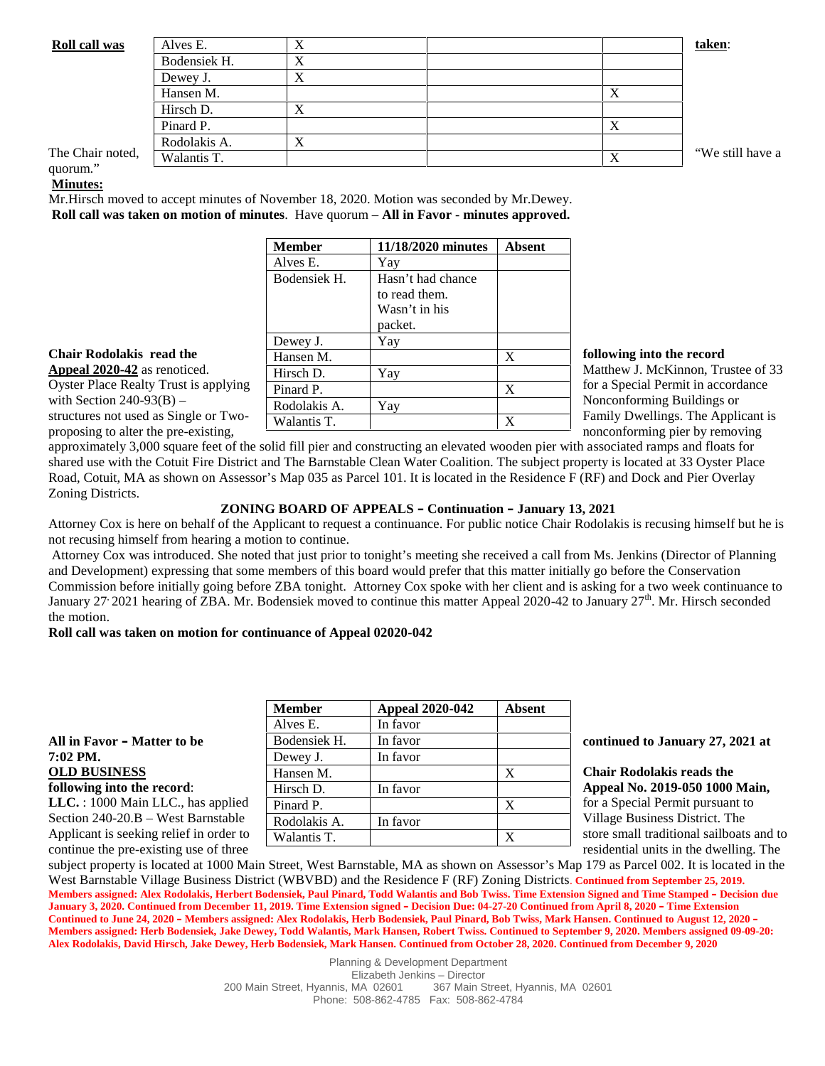**Roll call was taken**:

| | | | |
|---|---|---|---|
| Alves E. | X | | |
| Bodensiek H. | X | | |
| Dewey J. | X | | |
| Hansen M. | | | X |
| Hirsch D. | X | | |
| Pinard P. | | | X |
| Rodolakis A. | X | | |
| Walantis T. | | | X |

The Chair noted, "We still have a quorum."

**Minutes:**

Mr.Hirsch moved to accept minutes of November 18, 2020. Motion was seconded by Mr.Dewey.
**Roll call was taken on motion of minutes**. Have quorum – **All in Favor** - **minutes approved.**

| Member | 11/18/2020 minutes | Absent |
|---|---|---|
| Alves E. | Yay | |
| Bodensiek H. | Hasn't had chance to read them. Wasn't in his packet. | |
| Dewey J. | Yay | |
| Hansen M. | | X |
| Hirsch D. | Yay | |
| Pinard P. | | X |
| Rodolakis A. | Yay | |
| Walantis T. | | X |

**Chair Rodolakis read the following into the record**
**Appeal 2020-42** as renoticed. Matthew J. McKinnon, Trustee of 33 Oyster Place Realty Trust is applying for a Special Permit in accordance with Section 240-93(B) – Nonconforming Buildings or structures not used as Single or Two-Family Dwellings. The Applicant is proposing to alter the pre-existing, nonconforming pier by removing approximately 3,000 square feet of the solid fill pier and constructing an elevated wooden pier with associated ramps and floats for shared use with the Cotuit Fire District and The Barnstable Clean Water Coalition. The subject property is located at 33 Oyster Place Road, Cotuit, MA as shown on Assessor's Map 035 as Parcel 101. It is located in the Residence F (RF) and Dock and Pier Overlay Zoning Districts.

**ZONING BOARD OF APPEALS – Continuation – January 13, 2021**

Attorney Cox is here on behalf of the Applicant to request a continuance. For public notice Chair Rodolakis is recusing himself but he is not recusing himself from hearing a motion to continue.

Attorney Cox was introduced. She noted that just prior to tonight's meeting she received a call from Ms. Jenkins (Director of Planning and Development) expressing that some members of this board would prefer that this matter initially go before the Conservation Commission before initially going before ZBA tonight. Attorney Cox spoke with her client and is asking for a two week continuance to January 27, 2021 hearing of ZBA. Mr. Bodensiek moved to continue this matter Appeal 2020-42 to January 27th. Mr. Hirsch seconded the motion.

**Roll call was taken on motion for continuance of Appeal 02020-042**

| Member | Appeal 2020-042 | Absent |
|---|---|---|
| Alves E. | In favor | |
| Bodensiek H. | In favor | |
| Dewey J. | In favor | |
| Hansen M. | | X |
| Hirsch D. | In favor | |
| Pinard P. | | X |
| Rodolakis A. | In favor | |
| Walantis T. | | X |

**All in Favor – Matter to be continued to January 27, 2021 at 7:02 PM.**

**OLD BUSINESS**

**Chair Rodolakis reads the following into the record**: **Appeal No. 2019-050 1000 Main, LLC.** : 1000 Main LLC., has applied for a Special Permit pursuant to Section 240-20.B – West Barnstable Village Business District. The Applicant is seeking relief in order to store small traditional sailboats and to continue the pre-existing use of three residential units in the dwelling. The subject property is located at 1000 Main Street, West Barnstable, MA as shown on Assessor's Map 179 as Parcel 002. It is located in the West Barnstable Village Business District (WBVBD) and the Residence F (RF) Zoning Districts. **Continued from September 25, 2019. Members assigned: Alex Rodolakis, Herbert Bodensiek, Paul Pinard, Todd Walantis and Bob Twiss. Time Extension Signed and Time Stamped – Decision due January 3, 2020. Continued from December 11, 2019. Time Extension signed – Decision Due: 04-27-20 Continued from April 8, 2020 – Time Extension Continued to June 24, 2020 – Members assigned: Alex Rodolakis, Herb Bodensiek, Paul Pinard, Bob Twiss, Mark Hansen. Continued to August 12, 2020 – Members assigned: Herb Bodensiek, Jake Dewey, Todd Walantis, Mark Hansen, Robert Twiss. Continued to September 9, 2020. Members assigned 09-09-20: Alex Rodolakis, David Hirsch, Jake Dewey, Herb Bodensiek, Mark Hansen. Continued from October 28, 2020. Continued from December 9, 2020**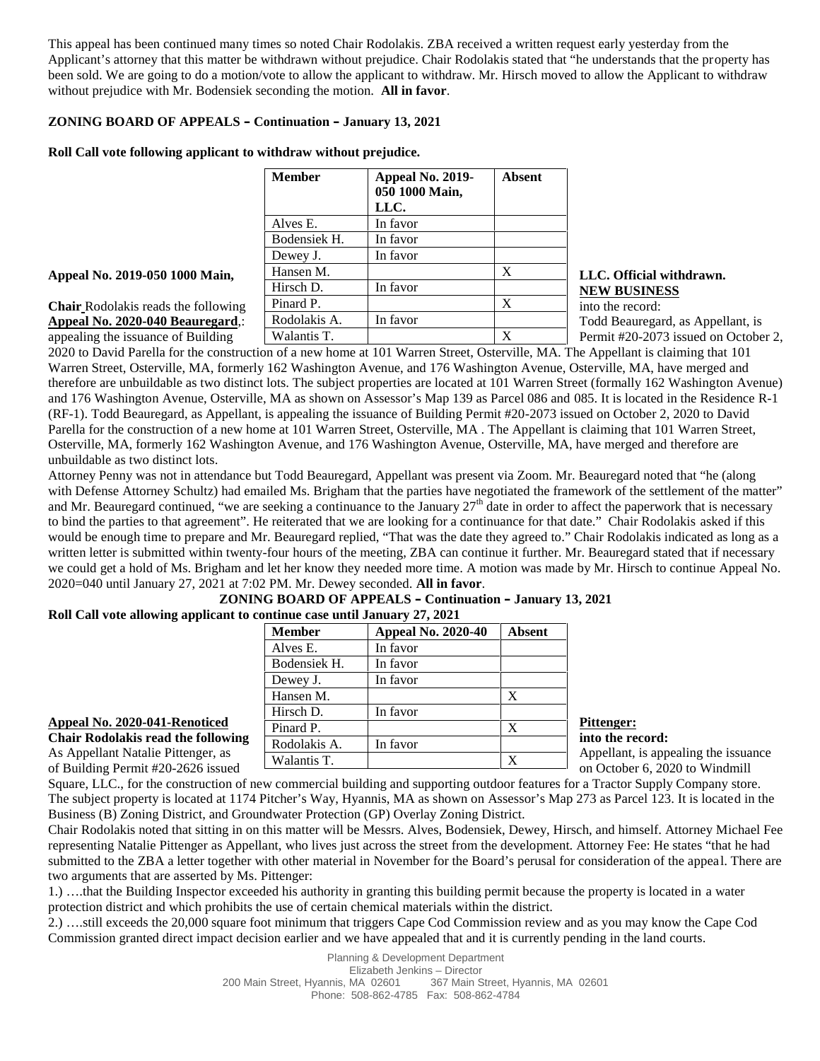This appeal has been continued many times so noted Chair Rodolakis. ZBA received a written request early yesterday from the Applicant's attorney that this matter be withdrawn without prejudice. Chair Rodolakis stated that "he understands that the property has been sold. We are going to do a motion/vote to allow the applicant to withdraw. Mr. Hirsch moved to allow the Applicant to withdraw without prejudice with Mr. Bodensiek seconding the motion. **All in favor**.

**ZONING BOARD OF APPEALS – Continuation – January 13, 2021**

**Roll Call vote following applicant to withdraw without prejudice.**

| Member | Appeal No. 2019-050 1000 Main, LLC. | Absent |
|---|---|---|
| Alves E. | In favor | |
| Bodensiek H. | In favor | |
| Dewey J. | In favor | |
| Hansen M. | | X |
| Hirsch D. | In favor | |
| Pinard P. | | X |
| Rodolakis A. | In favor | |
| Walantis T. | | X |

**Appeal No. 2019-050 1000 Main, LLC. Official withdrawn.**

**NEW BUSINESS**

**Chair** Rodolakis reads the following **Appeal No. 2020-040 Beauregard**,: into the record:

Todd Beauregard, as Appellant, is appealing the issuance of Building Permit #20-2073 issued on October 2, 2020 to David Parella for the construction of a new home at 101 Warren Street, Osterville, MA. The Appellant is claiming that 101 Warren Street, Osterville, MA, formerly 162 Washington Avenue, and 176 Washington Avenue, Osterville, MA, have merged and therefore are unbuildable as two distinct lots. The subject properties are located at 101 Warren Street (formally 162 Washington Avenue) and 176 Washington Avenue, Osterville, MA as shown on Assessor's Map 139 as Parcel 086 and 085. It is located in the Residence R-1 (RF-1). Todd Beauregard, as Appellant, is appealing the issuance of Building Permit #20-2073 issued on October 2, 2020 to David Parella for the construction of a new home at 101 Warren Street, Osterville, MA . The Appellant is claiming that 101 Warren Street, Osterville, MA, formerly 162 Washington Avenue, and 176 Washington Avenue, Osterville, MA, have merged and therefore are unbuildable as two distinct lots.

Attorney Penny was not in attendance but Todd Beauregard, Appellant was present via Zoom. Mr. Beauregard noted that "he (along with Defense Attorney Schultz) had emailed Ms. Brigham that the parties have negotiated the framework of the settlement of the matter" and Mr. Beauregard continued, "we are seeking a continuance to the January 27th date in order to affect the paperwork that is necessary to bind the parties to that agreement". He reiterated that we are looking for a continuance for that date." Chair Rodolakis asked if this would be enough time to prepare and Mr. Beauregard replied, "That was the date they agreed to." Chair Rodolakis indicated as long as a written letter is submitted within twenty-four hours of the meeting, ZBA can continue it further. Mr. Beauregard stated that if necessary we could get a hold of Ms. Brigham and let her know they needed more time. A motion was made by Mr. Hirsch to continue Appeal No. 2020=040 until January 27, 2021 at 7:02 PM. Mr. Dewey seconded. **All in favor**.

**ZONING BOARD OF APPEALS – Continuation – January 13, 2021**

**Roll Call vote allowing applicant to continue case until January 27, 2021**

| Member | Appeal No. 2020-40 | Absent |
|---|---|---|
| Alves E. | In favor | |
| Bodensiek H. | In favor | |
| Dewey J. | In favor | |
| Hansen M. | | X |
| Hirsch D. | In favor | |
| Pinard P. | | X |
| Rodolakis A. | In favor | |
| Walantis T. | | X |

**Appeal No. 2020-041-Renoticed Pittenger:**

**Chair Rodolakis read the following into the record:**

As Appellant Natalie Pittenger, as Appellant, is appealing the issuance of Building Permit #20-2626 issued on October 6, 2020 to Windmill Square, LLC., for the construction of new commercial building and supporting outdoor features for a Tractor Supply Company store. The subject property is located at 1174 Pitcher's Way, Hyannis, MA as shown on Assessor's Map 273 as Parcel 123. It is located in the Business (B) Zoning District, and Groundwater Protection (GP) Overlay Zoning District.

Chair Rodolakis noted that sitting in on this matter will be Messrs. Alves, Bodensiek, Dewey, Hirsch, and himself. Attorney Michael Fee representing Natalie Pittenger as Appellant, who lives just across the street from the development. Attorney Fee: He states "that he had submitted to the ZBA a letter together with other material in November for the Board's perusal for consideration of the appeal. There are two arguments that are asserted by Ms. Pittenger:

1.) ….that the Building Inspector exceeded his authority in granting this building permit because the property is located in a water protection district and which prohibits the use of certain chemical materials within the district.

2.) ….still exceeds the 20,000 square foot minimum that triggers Cape Cod Commission review and as you may know the Cape Cod Commission granted direct impact decision earlier and we have appealed that and it is currently pending in the land courts.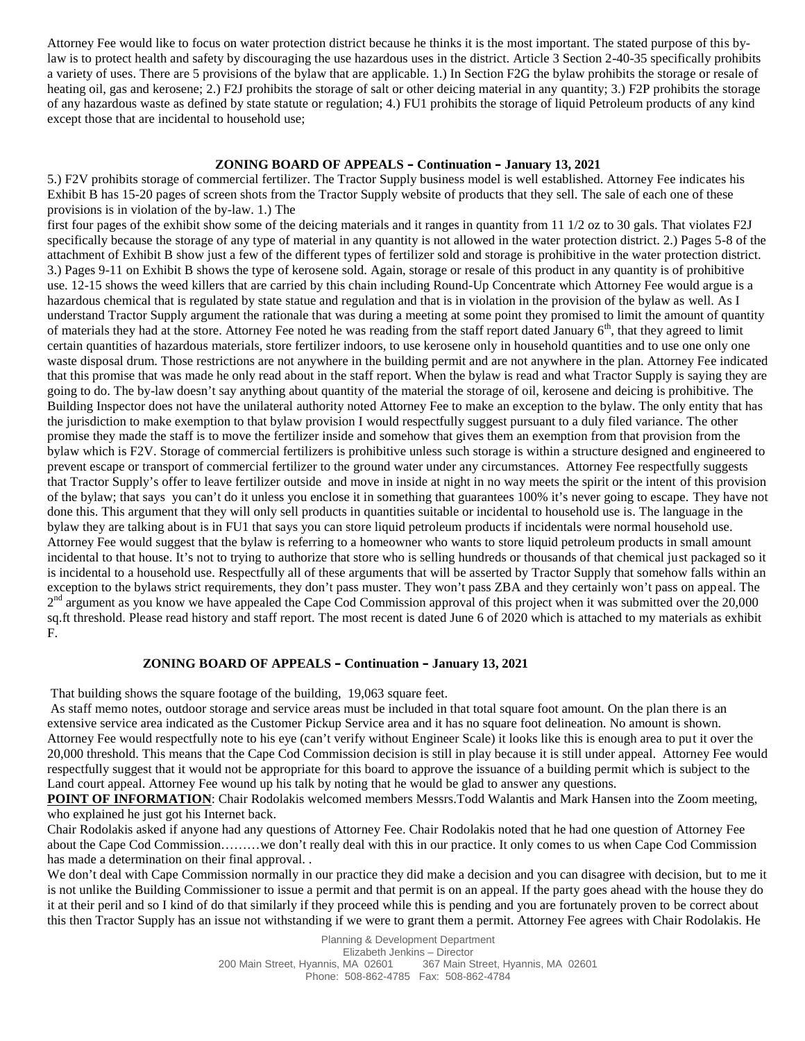Attorney Fee would like to focus on water protection district because he thinks it is the most important. The stated purpose of this by-law is to protect health and safety by discouraging the use hazardous uses in the district. Article 3 Section 2-40-35 specifically prohibits a variety of uses. There are 5 provisions of the bylaw that are applicable. 1.) In Section F2G the bylaw prohibits the storage or resale of heating oil, gas and kerosene; 2.) F2J prohibits the storage of salt or other deicing material in any quantity; 3.) F2P prohibits the storage of any hazardous waste as defined by state statute or regulation; 4.) FU1 prohibits the storage of liquid Petroleum products of any kind except those that are incidental to household use;

## ZONING BOARD OF APPEALS – Continuation – January 13, 2021

5.) F2V prohibits storage of commercial fertilizer. The Tractor Supply business model is well established. Attorney Fee indicates his Exhibit B has 15-20 pages of screen shots from the Tractor Supply website of products that they sell. The sale of each one of these provisions is in violation of the by-law. 1.) The

first four pages of the exhibit show some of the deicing materials and it ranges in quantity from 11 1/2 oz to 30 gals. That violates F2J specifically because the storage of any type of material in any quantity is not allowed in the water protection district. 2.) Pages 5-8 of the attachment of Exhibit B show just a few of the different types of fertilizer sold and storage is prohibitive in the water protection district. 3.) Pages 9-11 on Exhibit B shows the type of kerosene sold. Again, storage or resale of this product in any quantity is of prohibitive use. 12-15 shows the weed killers that are carried by this chain including Round-Up Concentrate which Attorney Fee would argue is a hazardous chemical that is regulated by state statue and regulation and that is in violation in the provision of the bylaw as well. As I understand Tractor Supply argument the rationale that was during a meeting at some point they promised to limit the amount of quantity of materials they had at the store. Attorney Fee noted he was reading from the staff report dated January 6th, that they agreed to limit certain quantities of hazardous materials, store fertilizer indoors, to use kerosene only in household quantities and to use one only one waste disposal drum. Those restrictions are not anywhere in the building permit and are not anywhere in the plan. Attorney Fee indicated that this promise that was made he only read about in the staff report. When the bylaw is read and what Tractor Supply is saying they are going to do. The by-law doesn't say anything about quantity of the material the storage of oil, kerosene and deicing is prohibitive. The Building Inspector does not have the unilateral authority noted Attorney Fee to make an exception to the bylaw. The only entity that has the jurisdiction to make exemption to that bylaw provision I would respectfully suggest pursuant to a duly filed variance. The other promise they made the staff is to move the fertilizer inside and somehow that gives them an exemption from that provision from the bylaw which is F2V. Storage of commercial fertilizers is prohibitive unless such storage is within a structure designed and engineered to prevent escape or transport of commercial fertilizer to the ground water under any circumstances. Attorney Fee respectfully suggests that Tractor Supply's offer to leave fertilizer outside and move in inside at night in no way meets the spirit or the intent of this provision of the bylaw; that says you can't do it unless you enclose it in something that guarantees 100% it's never going to escape. They have not done this. This argument that they will only sell products in quantities suitable or incidental to household use is. The language in the bylaw they are talking about is in FU1 that says you can store liquid petroleum products if incidentals were normal household use. Attorney Fee would suggest that the bylaw is referring to a homeowner who wants to store liquid petroleum products in small amount incidental to that house. It's not to trying to authorize that store who is selling hundreds or thousands of that chemical just packaged so it is incidental to a household use. Respectfully all of these arguments that will be asserted by Tractor Supply that somehow falls within an exception to the bylaws strict requirements, they don't pass muster. They won't pass ZBA and they certainly won't pass on appeal. The 2nd argument as you know we have appealed the Cape Cod Commission approval of this project when it was submitted over the 20,000 sq.ft threshold. Please read history and staff report. The most recent is dated June 6 of 2020 which is attached to my materials as exhibit F.

## ZONING BOARD OF APPEALS – Continuation – January 13, 2021

That building shows the square footage of the building, 19,063 square feet.

As staff memo notes, outdoor storage and service areas must be included in that total square foot amount. On the plan there is an extensive service area indicated as the Customer Pickup Service area and it has no square foot delineation. No amount is shown. Attorney Fee would respectfully note to his eye (can't verify without Engineer Scale) it looks like this is enough area to put it over the 20,000 threshold. This means that the Cape Cod Commission decision is still in play because it is still under appeal. Attorney Fee would respectfully suggest that it would not be appropriate for this board to approve the issuance of a building permit which is subject to the Land court appeal. Attorney Fee wound up his talk by noting that he would be glad to answer any questions.

**POINT OF INFORMATION**: Chair Rodolakis welcomed members Messrs.Todd Walantis and Mark Hansen into the Zoom meeting, who explained he just got his Internet back.

Chair Rodolakis asked if anyone had any questions of Attorney Fee. Chair Rodolakis noted that he had one question of Attorney Fee about the Cape Cod Commission………we don't really deal with this in our practice. It only comes to us when Cape Cod Commission has made a determination on their final approval. .

We don't deal with Cape Commission normally in our practice they did make a decision and you can disagree with decision, but to me it is not unlike the Building Commissioner to issue a permit and that permit is on an appeal. If the party goes ahead with the house they do it at their peril and so I kind of do that similarly if they proceed while this is pending and you are fortunately proven to be correct about this then Tractor Supply has an issue not withstanding if we were to grant them a permit. Attorney Fee agrees with Chair Rodolakis. He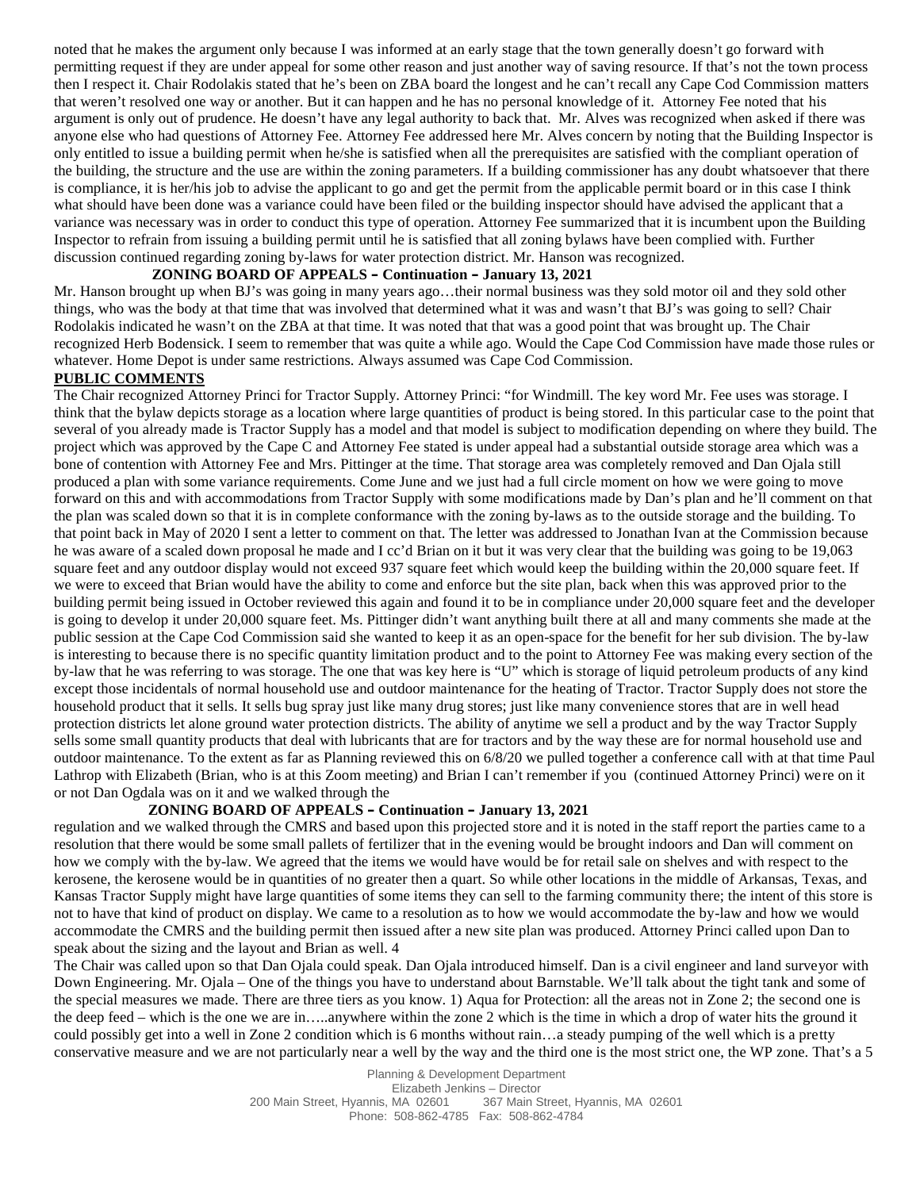noted that he makes the argument only because I was informed at an early stage that the town generally doesn't go forward with permitting request if they are under appeal for some other reason and just another way of saving resource. If that's not the town process then I respect it. Chair Rodolakis stated that he's been on ZBA board the longest and he can't recall any Cape Cod Commission matters that weren't resolved one way or another. But it can happen and he has no personal knowledge of it. Attorney Fee noted that his argument is only out of prudence. He doesn't have any legal authority to back that. Mr. Alves was recognized when asked if there was anyone else who had questions of Attorney Fee. Attorney Fee addressed here Mr. Alves concern by noting that the Building Inspector is only entitled to issue a building permit when he/she is satisfied when all the prerequisites are satisfied with the compliant operation of the building, the structure and the use are within the zoning parameters. If a building commissioner has any doubt whatsoever that there is compliance, it is her/his job to advise the applicant to go and get the permit from the applicable permit board or in this case I think what should have been done was a variance could have been filed or the building inspector should have advised the applicant that a variance was necessary was in order to conduct this type of operation. Attorney Fee summarized that it is incumbent upon the Building Inspector to refrain from issuing a building permit until he is satisfied that all zoning bylaws have been complied with. Further discussion continued regarding zoning by-laws for water protection district. Mr. Hanson was recognized.

**ZONING BOARD OF APPEALS – Continuation – January 13, 2021**

Mr. Hanson brought up when BJ's was going in many years ago…their normal business was they sold motor oil and they sold other things, who was the body at that time that was involved that determined what it was and wasn't that BJ's was going to sell? Chair Rodolakis indicated he wasn't on the ZBA at that time. It was noted that that was a good point that was brought up. The Chair recognized Herb Bodensick. I seem to remember that was quite a while ago. Would the Cape Cod Commission have made those rules or whatever. Home Depot is under same restrictions. Always assumed was Cape Cod Commission.

**PUBLIC COMMENTS**

The Chair recognized Attorney Princi for Tractor Supply. Attorney Princi: "for Windmill. The key word Mr. Fee uses was storage. I think that the bylaw depicts storage as a location where large quantities of product is being stored. In this particular case to the point that several of you already made is Tractor Supply has a model and that model is subject to modification depending on where they build. The project which was approved by the Cape C and Attorney Fee stated is under appeal had a substantial outside storage area which was a bone of contention with Attorney Fee and Mrs. Pittinger at the time. That storage area was completely removed and Dan Ojala still produced a plan with some variance requirements. Come June and we just had a full circle moment on how we were going to move forward on this and with accommodations from Tractor Supply with some modifications made by Dan's plan and he'll comment on that the plan was scaled down so that it is in complete conformance with the zoning by-laws as to the outside storage and the building. To that point back in May of 2020 I sent a letter to comment on that. The letter was addressed to Jonathan Ivan at the Commission because he was aware of a scaled down proposal he made and I cc'd Brian on it but it was very clear that the building was going to be 19,063 square feet and any outdoor display would not exceed 937 square feet which would keep the building within the 20,000 square feet. If we were to exceed that Brian would have the ability to come and enforce but the site plan, back when this was approved prior to the building permit being issued in October reviewed this again and found it to be in compliance under 20,000 square feet and the developer is going to develop it under 20,000 square feet. Ms. Pittinger didn't want anything built there at all and many comments she made at the public session at the Cape Cod Commission said she wanted to keep it as an open-space for the benefit for her sub division. The by-law is interesting to because there is no specific quantity limitation product and to the point to Attorney Fee was making every section of the by-law that he was referring to was storage. The one that was key here is "U" which is storage of liquid petroleum products of any kind except those incidentals of normal household use and outdoor maintenance for the heating of Tractor. Tractor Supply does not store the household product that it sells. It sells bug spray just like many drug stores; just like many convenience stores that are in well head protection districts let alone ground water protection districts. The ability of anytime we sell a product and by the way Tractor Supply sells some small quantity products that deal with lubricants that are for tractors and by the way these are for normal household use and outdoor maintenance. To the extent as far as Planning reviewed this on 6/8/20 we pulled together a conference call with at that time Paul Lathrop with Elizabeth (Brian, who is at this Zoom meeting) and Brian I can't remember if you (continued Attorney Princi) were on it or not Dan Ogdala was on it and we walked through the

**ZONING BOARD OF APPEALS – Continuation – January 13, 2021**

regulation and we walked through the CMRS and based upon this projected store and it is noted in the staff report the parties came to a resolution that there would be some small pallets of fertilizer that in the evening would be brought indoors and Dan will comment on how we comply with the by-law. We agreed that the items we would have would be for retail sale on shelves and with respect to the kerosene, the kerosene would be in quantities of no greater then a quart. So while other locations in the middle of Arkansas, Texas, and Kansas Tractor Supply might have large quantities of some items they can sell to the farming community there; the intent of this store is not to have that kind of product on display. We came to a resolution as to how we would accommodate the by-law and how we would accommodate the CMRS and the building permit then issued after a new site plan was produced. Attorney Princi called upon Dan to speak about the sizing and the layout and Brian as well. 4

The Chair was called upon so that Dan Ojala could speak. Dan Ojala introduced himself. Dan is a civil engineer and land surveyor with Down Engineering. Mr. Ojala – One of the things you have to understand about Barnstable. We'll talk about the tight tank and some of the special measures we made. There are three tiers as you know. 1) Aqua for Protection: all the areas not in Zone 2; the second one is the deep feed – which is the one we are in…..anywhere within the zone 2 which is the time in which a drop of water hits the ground it could possibly get into a well in Zone 2 condition which is 6 months without rain…a steady pumping of the well which is a pretty conservative measure and we are not particularly near a well by the way and the third one is the most strict one, the WP zone. That's a 5

Planning & Development Department
Elizabeth Jenkins – Director
200 Main Street, Hyannis, MA 02601 367 Main Street, Hyannis, MA 02601
Phone: 508-862-4785 Fax: 508-862-4784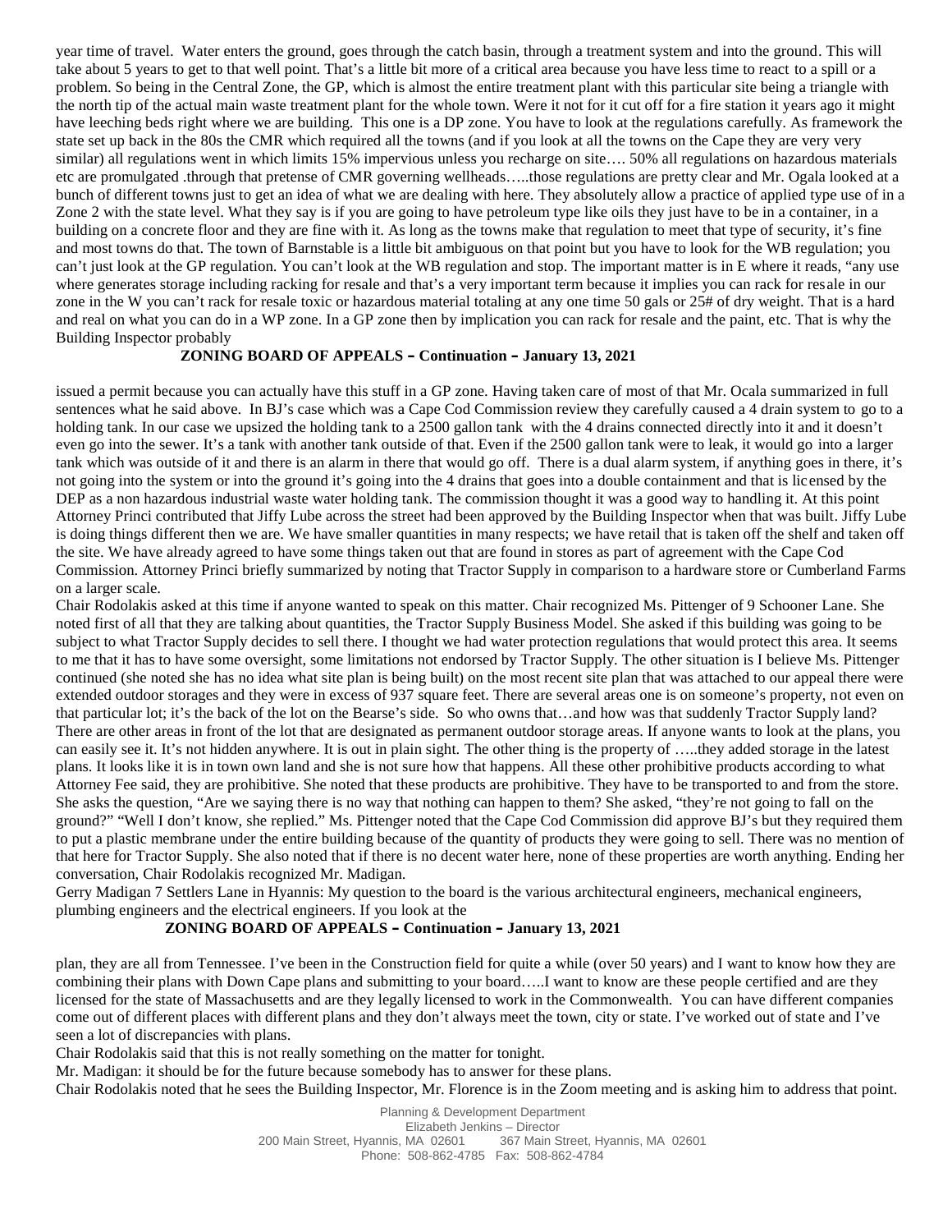year time of travel. Water enters the ground, goes through the catch basin, through a treatment system and into the ground. This will take about 5 years to get to that well point. That's a little bit more of a critical area because you have less time to react to a spill or a problem. So being in the Central Zone, the GP, which is almost the entire treatment plant with this particular site being a triangle with the north tip of the actual main waste treatment plant for the whole town. Were it not for it cut off for a fire station it years ago it might have leeching beds right where we are building. This one is a DP zone. You have to look at the regulations carefully. As framework the state set up back in the 80s the CMR which required all the towns (and if you look at all the towns on the Cape they are very very similar) all regulations went in which limits 15% impervious unless you recharge on site…. 50% all regulations on hazardous materials etc are promulgated .through that pretense of CMR governing wellheads…..those regulations are pretty clear and Mr. Ogala looked at a bunch of different towns just to get an idea of what we are dealing with here. They absolutely allow a practice of applied type use of in a Zone 2 with the state level. What they say is if you are going to have petroleum type like oils they just have to be in a container, in a building on a concrete floor and they are fine with it. As long as the towns make that regulation to meet that type of security, it's fine and most towns do that. The town of Barnstable is a little bit ambiguous on that point but you have to look for the WB regulation; you can't just look at the GP regulation. You can't look at the WB regulation and stop. The important matter is in E where it reads, "any use where generates storage including racking for resale and that's a very important term because it implies you can rack for resale in our zone in the W you can't rack for resale toxic or hazardous material totaling at any one time 50 gals or 25# of dry weight. That is a hard and real on what you can do in a WP zone. In a GP zone then by implication you can rack for resale and the paint, etc. That is why the Building Inspector probably

**ZONING BOARD OF APPEALS – Continuation – January 13, 2021**

issued a permit because you can actually have this stuff in a GP zone. Having taken care of most of that Mr. Ocala summarized in full sentences what he said above. In BJ's case which was a Cape Cod Commission review they carefully caused a 4 drain system to go to a holding tank. In our case we upsized the holding tank to a 2500 gallon tank with the 4 drains connected directly into it and it doesn't even go into the sewer. It's a tank with another tank outside of that. Even if the 2500 gallon tank were to leak, it would go into a larger tank which was outside of it and there is an alarm in there that would go off. There is a dual alarm system, if anything goes in there, it's not going into the system or into the ground it's going into the 4 drains that goes into a double containment and that is licensed by the DEP as a non hazardous industrial waste water holding tank. The commission thought it was a good way to handling it. At this point Attorney Princi contributed that Jiffy Lube across the street had been approved by the Building Inspector when that was built. Jiffy Lube is doing things different then we are. We have smaller quantities in many respects; we have retail that is taken off the shelf and taken off the site. We have already agreed to have some things taken out that are found in stores as part of agreement with the Cape Cod Commission. Attorney Princi briefly summarized by noting that Tractor Supply in comparison to a hardware store or Cumberland Farms on a larger scale.

Chair Rodolakis asked at this time if anyone wanted to speak on this matter. Chair recognized Ms. Pittenger of 9 Schooner Lane. She noted first of all that they are talking about quantities, the Tractor Supply Business Model. She asked if this building was going to be subject to what Tractor Supply decides to sell there. I thought we had water protection regulations that would protect this area. It seems to me that it has to have some oversight, some limitations not endorsed by Tractor Supply. The other situation is I believe Ms. Pittenger continued (she noted she has no idea what site plan is being built) on the most recent site plan that was attached to our appeal there were extended outdoor storages and they were in excess of 937 square feet. There are several areas one is on someone's property, not even on that particular lot; it's the back of the lot on the Bearse's side. So who owns that…and how was that suddenly Tractor Supply land? There are other areas in front of the lot that are designated as permanent outdoor storage areas. If anyone wants to look at the plans, you can easily see it. It's not hidden anywhere. It is out in plain sight. The other thing is the property of …..they added storage in the latest plans. It looks like it is in town own land and she is not sure how that happens. All these other prohibitive products according to what Attorney Fee said, they are prohibitive. She noted that these products are prohibitive. They have to be transported to and from the store. She asks the question, "Are we saying there is no way that nothing can happen to them? She asked, "they're not going to fall on the ground?" "Well I don't know, she replied." Ms. Pittenger noted that the Cape Cod Commission did approve BJ's but they required them to put a plastic membrane under the entire building because of the quantity of products they were going to sell. There was no mention of that here for Tractor Supply. She also noted that if there is no decent water here, none of these properties are worth anything. Ending her conversation, Chair Rodolakis recognized Mr. Madigan.

Gerry Madigan 7 Settlers Lane in Hyannis: My question to the board is the various architectural engineers, mechanical engineers, plumbing engineers and the electrical engineers. If you look at the

**ZONING BOARD OF APPEALS – Continuation – January 13, 2021**

plan, they are all from Tennessee. I've been in the Construction field for quite a while (over 50 years) and I want to know how they are combining their plans with Down Cape plans and submitting to your board…..I want to know are these people certified and are they licensed for the state of Massachusetts and are they legally licensed to work in the Commonwealth. You can have different companies come out of different places with different plans and they don't always meet the town, city or state. I've worked out of state and I've seen a lot of discrepancies with plans.

Chair Rodolakis said that this is not really something on the matter for tonight.

Mr. Madigan: it should be for the future because somebody has to answer for these plans.

Chair Rodolakis noted that he sees the Building Inspector, Mr. Florence is in the Zoom meeting and is asking him to address that point.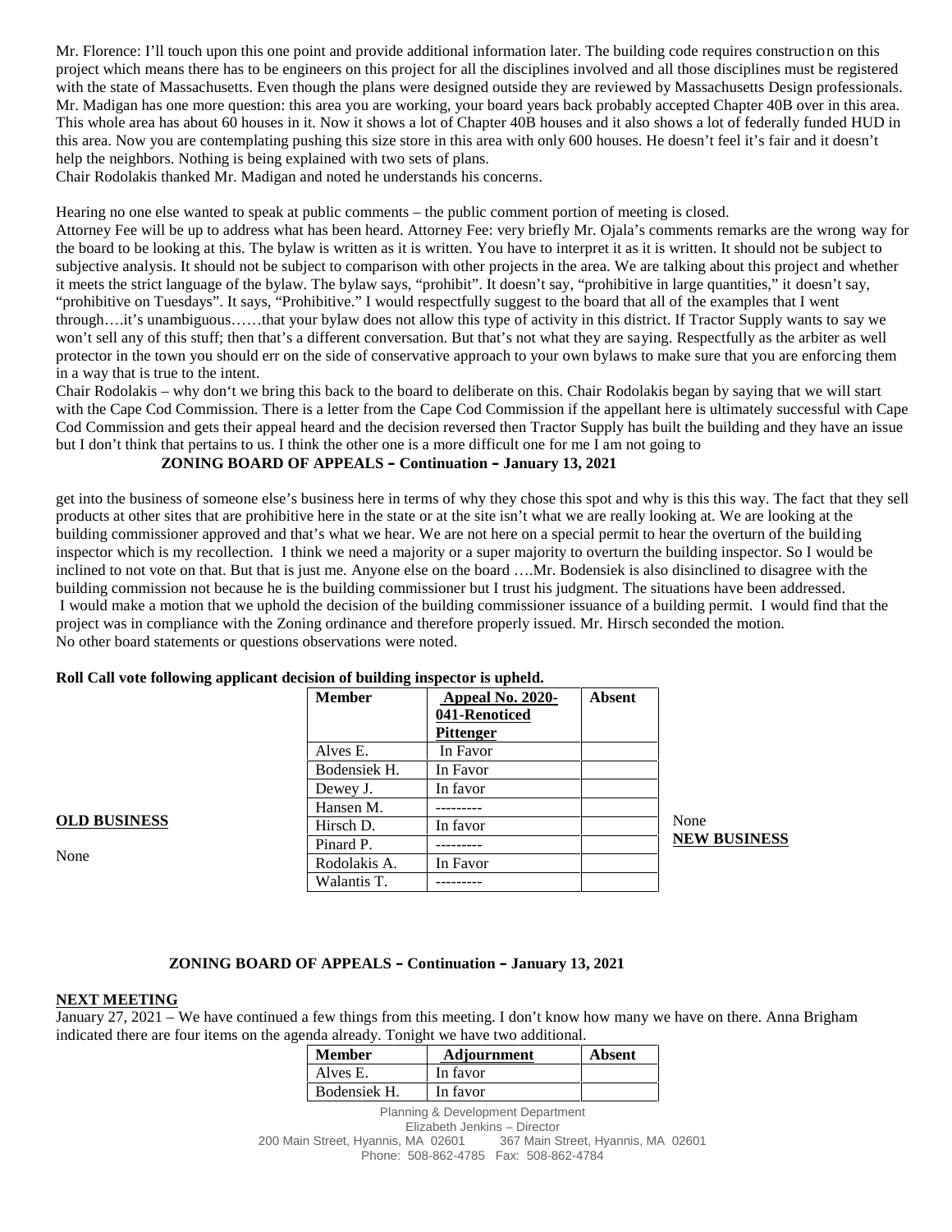Mr. Florence: I'll touch upon this one point and provide additional information later. The building code requires construction on this project which means there has to be engineers on this project for all the disciplines involved and all those disciplines must be registered with the state of Massachusetts. Even though the plans were designed outside they are reviewed by Massachusetts Design professionals. Mr. Madigan has one more question: this area you are working, your board years back probably accepted Chapter 40B over in this area. This whole area has about 60 houses in it. Now it shows a lot of Chapter 40B houses and it also shows a lot of federally funded HUD in this area. Now you are contemplating pushing this size store in this area with only 600 houses. He doesn't feel it's fair and it doesn't help the neighbors. Nothing is being explained with two sets of plans.
Chair Rodolakis thanked Mr. Madigan and noted he understands his concerns.

Hearing no one else wanted to speak at public comments – the public comment portion of meeting is closed.
Attorney Fee will be up to address what has been heard. Attorney Fee: very briefly Mr. Ojala's comments remarks are the wrong way for the board to be looking at this. The bylaw is written as it is written. You have to interpret it as it is written. It should not be subject to subjective analysis. It should not be subject to comparison with other projects in the area. We are talking about this project and whether it meets the strict language of the bylaw. The bylaw says, "prohibit". It doesn't say, "prohibitive in large quantities," it doesn't say, "prohibitive on Tuesdays". It says, "Prohibitive." I would respectfully suggest to the board that all of the examples that I went through….it's unambiguous……that your bylaw does not allow this type of activity in this district. If Tractor Supply wants to say we won't sell any of this stuff; then that's a different conversation. But that's not what they are saying. Respectfully as the arbiter as well protector in the town you should err on the side of conservative approach to your own bylaws to make sure that you are enforcing them in a way that is true to the intent.
Chair Rodolakis – why don't we bring this back to the board to deliberate on this. Chair Rodolakis began by saying that we will start with the Cape Cod Commission. There is a letter from the Cape Cod Commission if the appellant here is ultimately successful with Cape Cod Commission and gets their appeal heard and the decision reversed then Tractor Supply has built the building and they have an issue but I don't think that pertains to us. I think the other one is a more difficult one for me I am not going to

**ZONING BOARD OF APPEALS – Continuation – January 13, 2021**

get into the business of someone else's business here in terms of why they chose this spot and why is this this way. The fact that they sell products at other sites that are prohibitive here in the state or at the site isn't what we are really looking at. We are looking at the building commissioner approved and that's what we hear. We are not here on a special permit to hear the overturn of the building inspector which is my recollection. I think we need a majority or a super majority to overturn the building inspector. So I would be inclined to not vote on that. But that is just me. Anyone else on the board ….Mr. Bodensiek is also disinclined to disagree with the building commission not because he is the building commissioner but I trust his judgment. The situations have been addressed.
I would make a motion that we uphold the decision of the building commissioner issuance of a building permit. I would find that the project was in compliance with the Zoning ordinance and therefore properly issued. Mr. Hirsch seconded the motion.
No other board statements or questions observations were noted.

**Roll Call vote following applicant decision of building inspector is upheld.**

| Member | Appeal No. 2020-041-Renoticed Pittenger | Absent |
|---|---|---|
| Alves E. | In Favor | |
| Bodensiek H. | In Favor | |
| Dewey J. | In favor | |
| Hansen M. | --------- | |
| Hirsch D. | In favor | |
| Pinard P. | --------- | |
| Rodolakis A. | In Favor | |
| Walantis T. | --------- | |

**OLD BUSINESS**

None

**NEW BUSINESS**

None

**ZONING BOARD OF APPEALS – Continuation – January 13, 2021**

**NEXT MEETING**
January 27, 2021 – We have continued a few things from this meeting. I don't know how many we have on there. Anna Brigham indicated there are four items on the agenda already. Tonight we have two additional.

| Member | Adjournment | Absent |
|---|---|---|
| Alves E. | In favor | |
| Bodensiek H. | In favor | |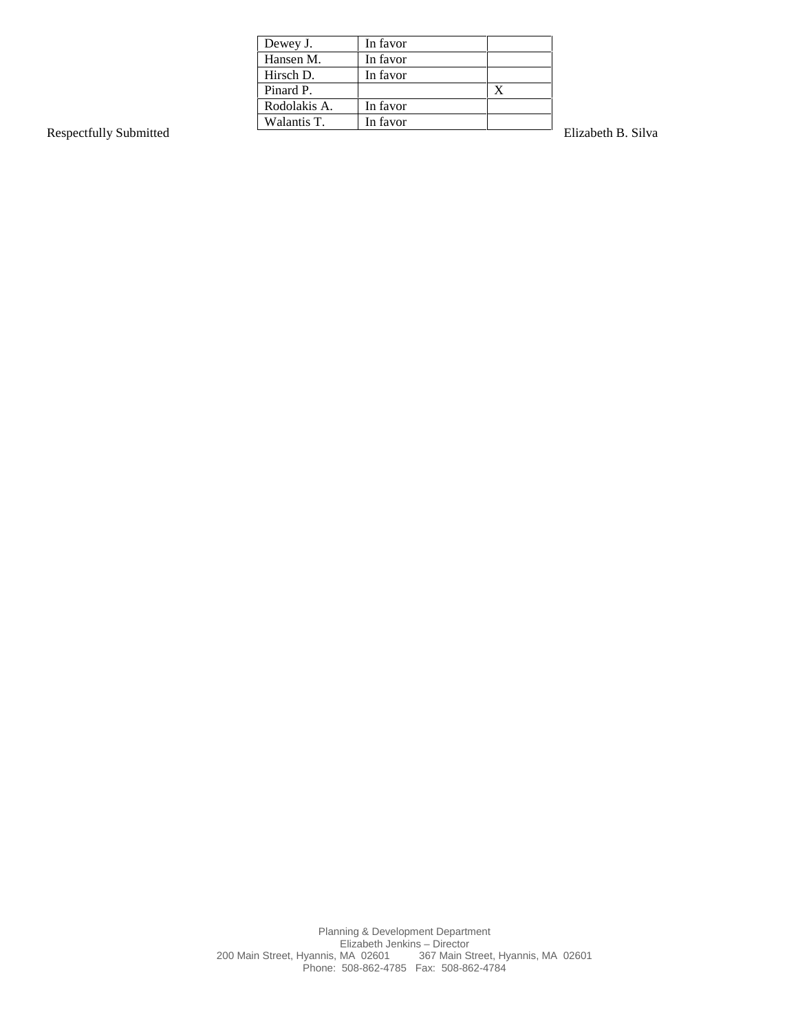| | | |
|---|---|---|
| Dewey J. | In favor | |
| Hansen M. | In favor | |
| Hirsch D. | In favor | |
| Pinard P. | | X |
| Rodolakis A. | In favor | |
| Walantis T. | In favor | |

Respectfully Submitted

Elizabeth B. Silva